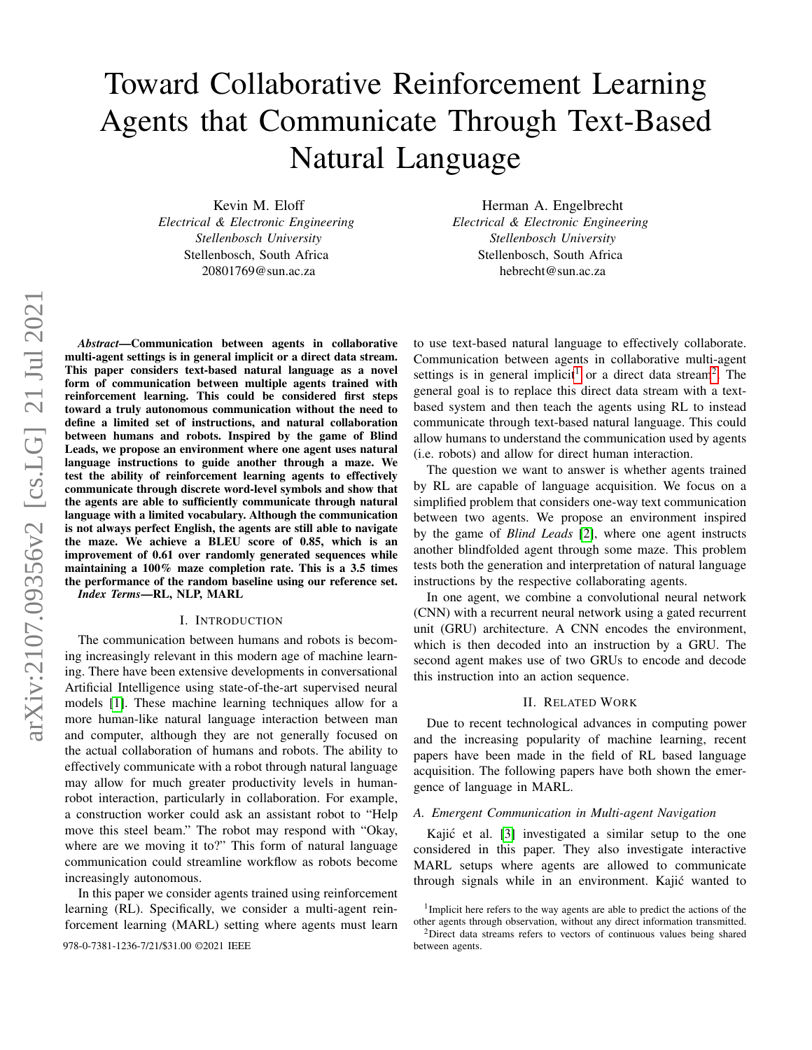# Toward Collaborative Reinforcement Learning Agents that Communicate Through Text-Based Natural Language

Kevin M. Eloff
*Electrical & Electronic Engineering*
*Stellenbosch University*
Stellenbosch, South Africa
20801769@sun.ac.za

Herman A. Engelbrecht
*Electrical & Electronic Engineering*
*Stellenbosch University*
Stellenbosch, South Africa
hebrecht@sun.ac.za

***Abstract*—Communication between agents in collaborative multi-agent settings is in general implicit or a direct data stream. This paper considers text-based natural language as a novel form of communication between multiple agents trained with reinforcement learning. This could be considered first steps toward a truly autonomous communication without the need to define a limited set of instructions, and natural collaboration between humans and robots. Inspired by the game of Blind Leads, we propose an environment where one agent uses natural language instructions to guide another through a maze. We test the ability of reinforcement learning agents to effectively communicate through discrete word-level symbols and show that the agents are able to sufficiently communicate through natural language with a limited vocabulary. Although the communication is not always perfect English, the agents are still able to navigate the maze. We achieve a BLEU score of 0.85, which is an improvement of 0.61 over randomly generated sequences while maintaining a 100% maze completion rate. This is a 3.5 times the performance of the random baseline using our reference set.**

***Index Terms*—RL, NLP, MARL**

## I. Introduction

The communication between humans and robots is becoming increasingly relevant in this modern age of machine learning. There have been extensive developments in conversational Artificial Intelligence using state-of-the-art supervised neural models [1]. These machine learning techniques allow for a more human-like natural language interaction between man and computer, although they are not generally focused on the actual collaboration of humans and robots. The ability to effectively communicate with a robot through natural language may allow for much greater productivity levels in human-robot interaction, particularly in collaboration. For example, a construction worker could ask an assistant robot to "Help move this steel beam." The robot may respond with "Okay, where are we moving it to?" This form of natural language communication could streamline workflow as robots become increasingly autonomous.

In this paper we consider agents trained using reinforcement learning (RL). Specifically, we consider a multi-agent reinforcement learning (MARL) setting where agents must learn to use text-based natural language to effectively collaborate. Communication between agents in collaborative multi-agent settings is in general implicit[1] or a direct data stream[2]. The general goal is to replace this direct data stream with a text-based system and then teach the agents using RL to instead communicate through text-based natural language. This could allow humans to understand the communication used by agents (i.e. robots) and allow for direct human interaction.

The question we want to answer is whether agents trained by RL are capable of language acquisition. We focus on a simplified problem that considers one-way text communication between two agents. We propose an environment inspired by the game of *Blind Leads* [2], where one agent instructs another blindfolded agent through some maze. This problem tests both the generation and interpretation of natural language instructions by the respective collaborating agents.

In one agent, we combine a convolutional neural network (CNN) with a recurrent neural network using a gated recurrent unit (GRU) architecture. A CNN encodes the environment, which is then decoded into an instruction by a GRU. The second agent makes use of two GRUs to encode and decode this instruction into an action sequence.

## II. Related Work

Due to recent technological advances in computing power and the increasing popularity of machine learning, recent papers have been made in the field of RL based language acquisition. The following papers have both shown the emergence of language in MARL.

### A. Emergent Communication in Multi-agent Navigation

Kajić et al. [3] investigated a similar setup to the one considered in this paper. They also investigate interactive MARL setups where agents are allowed to communicate through signals while in an environment. Kajić wanted to

[1] Implicit here refers to the way agents are able to predict the actions of the other agents through observation, without any direct information transmitted.

[2] Direct data streams refers to vectors of continuous values being shared between agents.

978-0-7381-1236-7/21/$31.00 ©2021 IEEE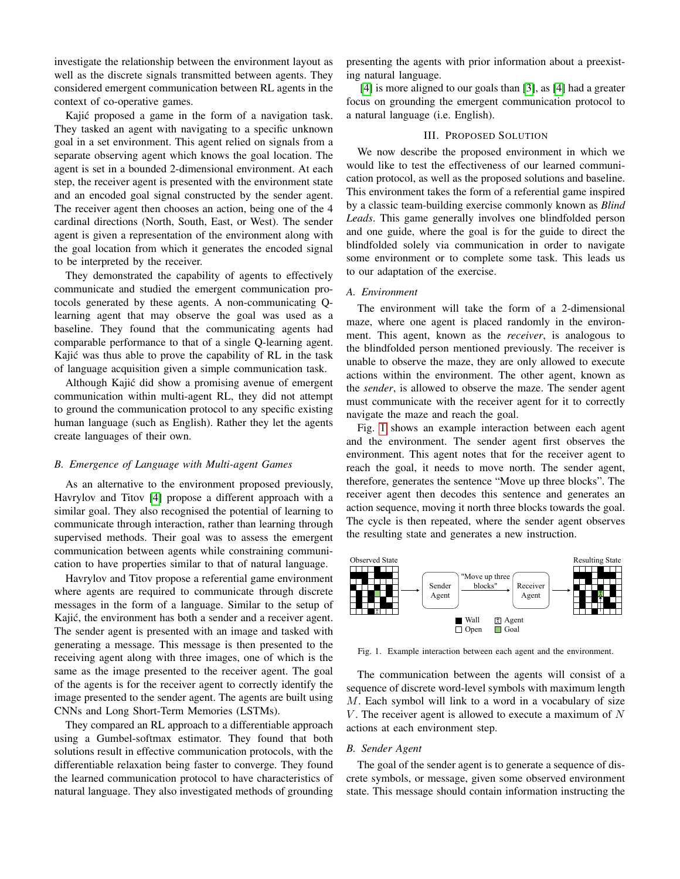investigate the relationship between the environment layout as well as the discrete signals transmitted between agents. They considered emergent communication between RL agents in the context of co-operative games.

Kajić proposed a game in the form of a navigation task. They tasked an agent with navigating to a specific unknown goal in a set environment. This agent relied on signals from a separate observing agent which knows the goal location. The agent is set in a bounded 2-dimensional environment. At each step, the receiver agent is presented with the environment state and an encoded goal signal constructed by the sender agent. The receiver agent then chooses an action, being one of the 4 cardinal directions (North, South, East, or West). The sender agent is given a representation of the environment along with the goal location from which it generates the encoded signal to be interpreted by the receiver.

They demonstrated the capability of agents to effectively communicate and studied the emergent communication protocols generated by these agents. A non-communicating Q-learning agent that may observe the goal was used as a baseline. They found that the communicating agents had comparable performance to that of a single Q-learning agent. Kajić was thus able to prove the capability of RL in the task of language acquisition given a simple communication task.

Although Kajić did show a promising avenue of emergent communication within multi-agent RL, they did not attempt to ground the communication protocol to any specific existing human language (such as English). Rather they let the agents create languages of their own.

### B. Emergence of Language with Multi-agent Games

As an alternative to the environment proposed previously, Havrylov and Titov [4] propose a different approach with a similar goal. They also recognised the potential of learning to communicate through interaction, rather than learning through supervised methods. Their goal was to assess the emergent communication between agents while constraining communication to have properties similar to that of natural language.

Havrylov and Titov propose a referential game environment where agents are required to communicate through discrete messages in the form of a language. Similar to the setup of Kajić, the environment has both a sender and a receiver agent. The sender agent is presented with an image and tasked with generating a message. This message is then presented to the receiving agent along with three images, one of which is the same as the image presented to the receiver agent. The goal of the agents is for the receiver agent to correctly identify the image presented to the sender agent. The agents are built using CNNs and Long Short-Term Memories (LSTMs).

They compared an RL approach to a differentiable approach using a Gumbel-softmax estimator. They found that both solutions result in effective communication protocols, with the differentiable relaxation being faster to converge. They found the learned communication protocol to have characteristics of natural language. They also investigated methods of grounding presenting the agents with prior information about a preexisting natural language.

[4] is more aligned to our goals than [3], as [4] had a greater focus on grounding the emergent communication protocol to a natural language (i.e. English).

## III. Proposed Solution

We now describe the proposed environment in which we would like to test the effectiveness of our learned communication protocol, as well as the proposed solutions and baseline. This environment takes the form of a referential game inspired by a classic team-building exercise commonly known as *Blind Leads*. This game generally involves one blindfolded person and one guide, where the goal is for the guide to direct the blindfolded solely via communication in order to navigate some environment or to complete some task. This leads us to our adaptation of the exercise.

### A. Environment

The environment will take the form of a 2-dimensional maze, where one agent is placed randomly in the environment. This agent, known as the *receiver*, is analogous to the blindfolded person mentioned previously. The receiver is unable to observe the maze, they are only allowed to execute actions within the environment. The other agent, known as the *sender*, is allowed to observe the maze. The sender agent must communicate with the receiver agent for it to correctly navigate the maze and reach the goal.

Fig. 1 shows an example interaction between each agent and the environment. The sender agent first observes the environment. This agent notes that for the receiver agent to reach the goal, it needs to move north. The sender agent, therefore, generates the sentence "Move up three blocks". The receiver agent then decodes this sentence and generates an action sequence, moving it north three blocks towards the goal. The cycle is then repeated, where the sender agent observes the resulting state and generates a new instruction.

Observed State → Sender Agent → "Move up three blocks" → Receiver Agent → Resulting State

■ Wall □ Open Agent Goal

Fig. 1. Example interaction between each agent and the environment.

The communication between the agents will consist of a sequence of discrete word-level symbols with maximum length $M$. Each symbol will link to a word in a vocabulary of size $V$. The receiver agent is allowed to execute a maximum of $N$ actions at each environment step.

### B. Sender Agent

The goal of the sender agent is to generate a sequence of discrete symbols, or message, given some observed environment state. This message should contain information instructing the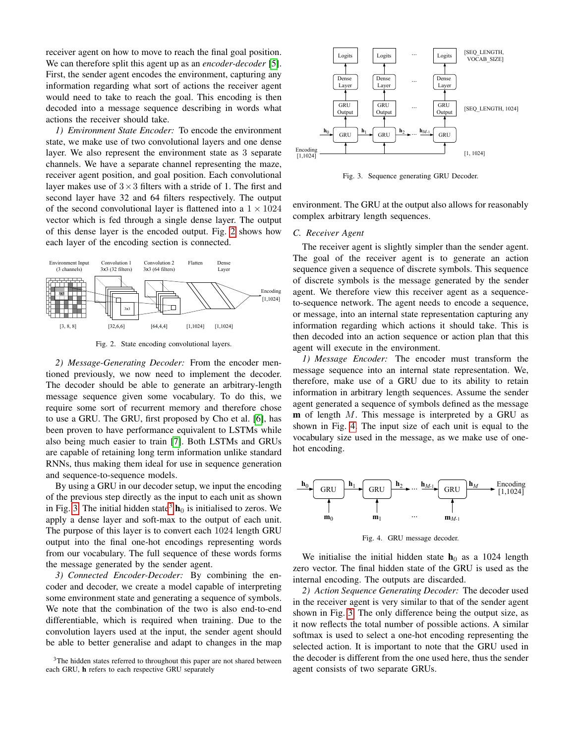receiver agent on how to move to reach the final goal position. We can therefore split this agent up as an *encoder-decoder* [5]. First, the sender agent encodes the environment, capturing any information regarding what sort of actions the receiver agent would need to take to reach the goal. This encoding is then decoded into a message sequence describing in words what actions the receiver should take.

*1) Environment State Encoder:* To encode the environment state, we make use of two convolutional layers and one dense layer. We also represent the environment state as 3 separate channels. We have a separate channel representing the maze, receiver agent position, and goal position. Each convolutional layer makes use of $3 \times 3$ filters with a stride of 1. The first and second layer have 32 and 64 filters respectively. The output of the second convolutional layer is flattened into a $1 \times 1024$ vector which is fed through a single dense layer. The output of this dense layer is the encoded output. Fig. 2 shows how each layer of the encoding section is connected.

Fig. 2. State encoding convolutional layers.

*2) Message-Generating Decoder:* From the encoder mentioned previously, we now need to implement the decoder. The decoder should be able to generate an arbitrary-length message sequence given some vocabulary. To do this, we require some sort of recurrent memory and therefore chose to use a GRU. The GRU, first proposed by Cho et al. [6], has been proven to have performance equivalent to LSTMs while also being much easier to train [7]. Both LSTMs and GRUs are capable of retaining long term information unlike standard RNNs, thus making them ideal for use in sequence generation and sequence-to-sequence models.

By using a GRU in our decoder setup, we input the encoding of the previous step directly as the input to each unit as shown in Fig. 3. The initial hidden state[3] $\mathbf{h}_0$ is initialised to zeros. We apply a dense layer and soft-max to the output of each unit. The purpose of this layer is to convert each 1024 length GRU output into the final one-hot encodings representing words from our vocabulary. The full sequence of these words forms the message generated by the sender agent.

*3) Connected Encoder-Decoder:* By combining the encoder and decoder, we create a model capable of interpreting some environment state and generating a sequence of symbols. We note that the combination of the two is also end-to-end differentiable, which is required when training. Due to the convolution layers used at the input, the sender agent should be able to better generalise and adapt to changes in the map environment. The GRU at the output also allows for reasonably complex arbitrary length sequences.

[3]The hidden states referred to throughout this paper are not shared between each GRU, $\mathbf{h}$ refers to each respective GRU separately

Fig. 3. Sequence generating GRU Decoder.

### C. Receiver Agent

The receiver agent is slightly simpler than the sender agent. The goal of the receiver agent is to generate an action sequence given a sequence of discrete symbols. This sequence of discrete symbols is the message generated by the sender agent. We therefore view this receiver agent as a sequence-to-sequence network. The agent needs to encode a sequence, or message, into an internal state representation capturing any information regarding which actions it should take. This is then decoded into an action sequence or action plan that this agent will execute in the environment.

*1) Message Encoder:* The encoder must transform the message sequence into an internal state representation. We, therefore, make use of a GRU due to its ability to retain information in arbitrary length sequences. Assume the sender agent generated a sequence of symbols defined as the message $\mathbf{m}$ of length $M$. This message is interpreted by a GRU as shown in Fig. 4. The input size of each unit is equal to the vocabulary size used in the message, as we make use of one-hot encoding.

Fig. 4. GRU message decoder.

We initialise the initial hidden state $\mathbf{h}_0$ as a 1024 length zero vector. The final hidden state of the GRU is used as the internal encoding. The outputs are discarded.

*2) Action Sequence Generating Decoder:* The decoder used in the receiver agent is very similar to that of the sender agent shown in Fig. 3. The only difference being the output size, as it now reflects the total number of possible actions. A similar softmax is used to select a one-hot encoding representing the selected action. It is important to note that the GRU used in the decoder is different from the one used here, thus the sender agent consists of two separate GRUs.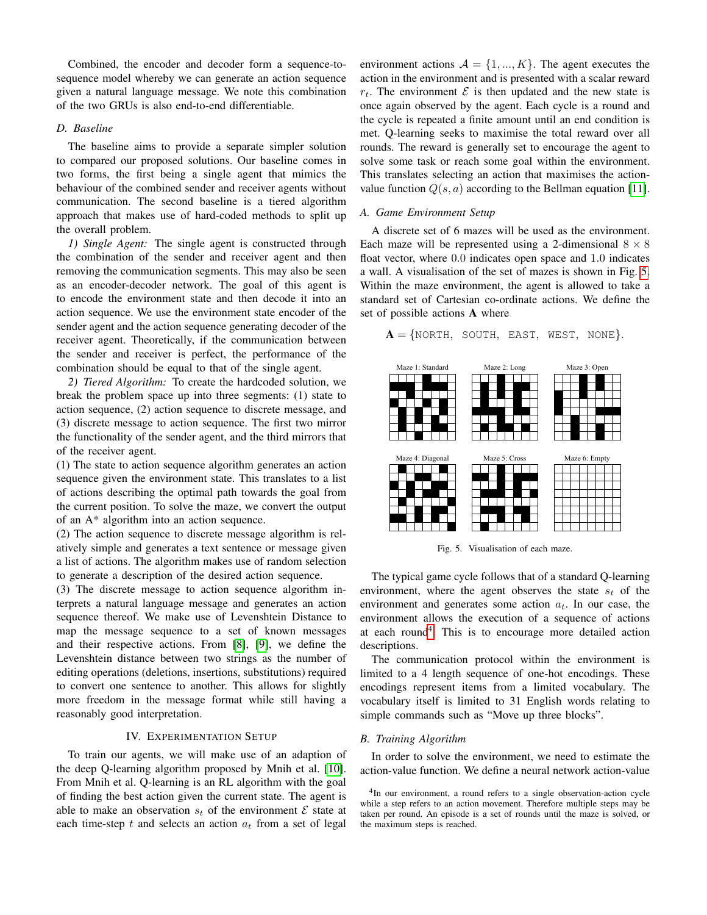Combined, the encoder and decoder form a sequence-to-sequence model whereby we can generate an action sequence given a natural language message. We note this combination of the two GRUs is also end-to-end differentiable.

### D. Baseline

The baseline aims to provide a separate simpler solution to compared our proposed solutions. Our baseline comes in two forms, the first being a single agent that mimics the behaviour of the combined sender and receiver agents without communication. The second baseline is a tiered algorithm approach that makes use of hard-coded methods to split up the overall problem.

*1) Single Agent:* The single agent is constructed through the combination of the sender and receiver agent and then removing the communication segments. This may also be seen as an encoder-decoder network. The goal of this agent is to encode the environment state and then decode it into an action sequence. We use the environment state encoder of the sender agent and the action sequence generating decoder of the receiver agent. Theoretically, if the communication between the sender and receiver is perfect, the performance of the combination should be equal to that of the single agent.

*2) Tiered Algorithm:* To create the hardcoded solution, we break the problem space up into three segments: (1) state to action sequence, (2) action sequence to discrete message, and (3) discrete message to action sequence. The first two mirror the functionality of the sender agent, and the third mirrors that of the receiver agent.

(1) The state to action sequence algorithm generates an action sequence given the environment state. This translates to a list of actions describing the optimal path towards the goal from the current position. To solve the maze, we convert the output of an A* algorithm into an action sequence.

(2) The action sequence to discrete message algorithm is relatively simple and generates a text sentence or message given a list of actions. The algorithm makes use of random selection to generate a description of the desired action sequence.

(3) The discrete message to action sequence algorithm interprets a natural language message and generates an action sequence thereof. We make use of Levenshtein Distance to map the message sequence to a set of known messages and their respective actions. From [8], [9], we define the Levenshtein distance between two strings as the number of editing operations (deletions, insertions, substitutions) required to convert one sentence to another. This allows for slightly more freedom in the message format while still having a reasonably good interpretation.

## IV. Experimentation Setup

To train our agents, we will make use of an adaption of the deep Q-learning algorithm proposed by Mnih et al. [10]. From Mnih et al. Q-learning is an RL algorithm with the goal of finding the best action given the current state. The agent is able to make an observation $s_t$ of the environment $\mathcal{E}$ state at each time-step $t$ and selects an action $a_t$ from a set of legal environment actions $\mathcal{A} = \{1, ..., K\}$. The agent executes the action in the environment and is presented with a scalar reward $r_t$. The environment $\mathcal{E}$ is then updated and the new state is once again observed by the agent. Each cycle is a round and the cycle is repeated a finite amount until an end condition is met. Q-learning seeks to maximise the total reward over all rounds. The reward is generally set to encourage the agent to solve some task or reach some goal within the environment. This translates selecting an action that maximises the action-value function $Q(s, a)$ according to the Bellman equation [11].

### A. Game Environment Setup

A discrete set of 6 mazes will be used as the environment. Each maze will be represented using a 2-dimensional $8 \times 8$ float vector, where $0.0$ indicates open space and $1.0$ indicates a wall. A visualisation of the set of mazes is shown in Fig. 5. Within the maze environment, the agent is allowed to take a standard set of Cartesian co-ordinate actions. We define the set of possible actions $\mathbf{A}$ where

$$\mathbf{A} = \{\texttt{NORTH},\ \texttt{SOUTH},\ \texttt{EAST},\ \texttt{WEST},\ \texttt{NONE}\}.$$

Maze 1: Standard — Maze 2: Long — Maze 3: Open — Maze 4: Diagonal — Maze 5: Cross — Maze 6: Empty

Fig. 5. Visualisation of each maze.

The typical game cycle follows that of a standard Q-learning environment, where the agent observes the state $s_t$ of the environment and generates some action $a_t$. In our case, the environment allows the execution of a sequence of actions at each round[4]. This is to encourage more detailed action descriptions.

The communication protocol within the environment is limited to a 4 length sequence of one-hot encodings. These encodings represent items from a limited vocabulary. The vocabulary itself is limited to 31 English words relating to simple commands such as "Move up three blocks".

### B. Training Algorithm

In order to solve the environment, we need to estimate the action-value function. We define a neural network action-value

[4] In our environment, a round refers to a single observation-action cycle while a step refers to an action movement. Therefore multiple steps may be taken per round. An episode is a set of rounds until the maze is solved, or the maximum steps is reached.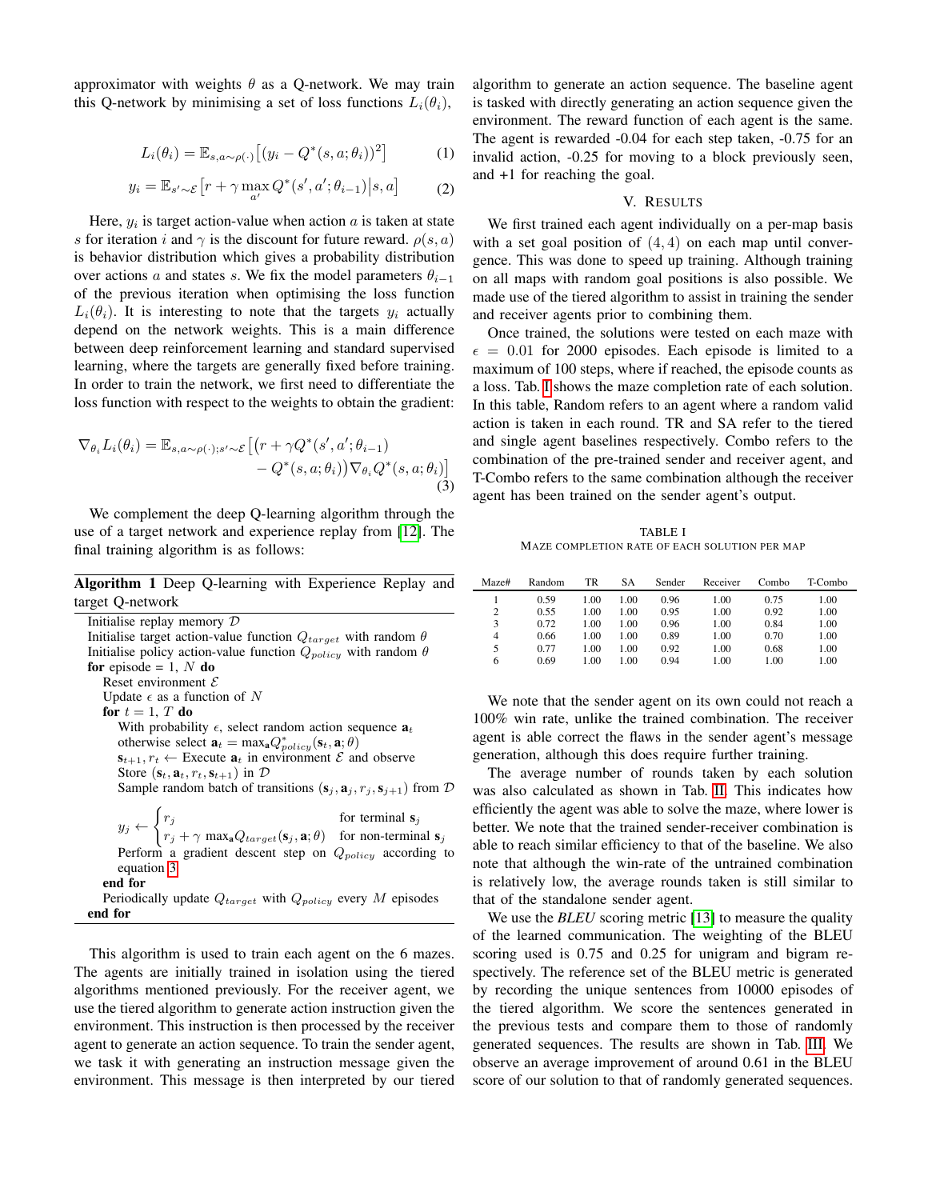approximator with weights $\theta$ as a Q-network. We may train this Q-network by minimising a set of loss functions $L_i(\theta_i)$,

$$L_i(\theta_i) = \mathbb{E}_{s,a\sim\rho(\cdot)}\big[(y_i - Q^*(s,a;\theta_i))^2\big] \tag{1}$$

$$y_i = \mathbb{E}_{s'\sim\mathcal{E}}\big[r + \gamma \max_{a'} Q^*(s',a';\theta_{i-1})\big|s,a\big] \tag{2}$$

Here, $y_i$ is target action-value when action $a$ is taken at state $s$ for iteration $i$ and $\gamma$ is the discount for future reward. $\rho(s,a)$ is behavior distribution which gives a probability distribution over actions $a$ and states $s$. We fix the model parameters $\theta_{i-1}$ of the previous iteration when optimising the loss function $L_i(\theta_i)$. It is interesting to note that the targets $y_i$ actually depend on the network weights. This is a main difference between deep reinforcement learning and standard supervised learning, where the targets are generally fixed before training. In order to train the network, we first need to differentiate the loss function with respect to the weights to obtain the gradient:

$$\nabla_{\theta_i} L_i(\theta_i) = \mathbb{E}_{s,a\sim\rho(\cdot);s'\sim\mathcal{E}}\big[\big(r + \gamma Q^*(s',a';\theta_{i-1}) - Q^*(s,a;\theta_i)\big)\nabla_{\theta_i} Q^*(s,a;\theta_i)\big] \tag{3}$$

We complement the deep Q-learning algorithm through the use of a target network and experience replay from [12]. The final training algorithm is as follows:

**Algorithm 1** Deep Q-learning with Experience Replay and target Q-network

```
Initialise replay memory D
Initialise target action-value function Q_target with random θ
Initialise policy action-value function Q_policy with random θ
for episode = 1, N do
    Reset environment E
    Update ε as a function of N
    for t = 1, T do
        With probability ε, select random action sequence a_t
        otherwise select a_t = max_a Q*_policy(s_t, a; θ)
        s_{t+1}, r_t ← Execute a_t in environment E and observe
        Store (s_t, a_t, r_t, s_{t+1}) in D
        Sample random batch of transitions (s_j, a_j, r_j, s_{j+1}) from D
        y_j ← r_j                                    for terminal s_j
              r_j + γ max_a Q_target(s_j, a; θ)      for non-terminal s_j
        Perform a gradient descent step on Q_policy according to equation 3
    end for
    Periodically update Q_target with Q_policy every M episodes
end for
```

This algorithm is used to train each agent on the 6 mazes. The agents are initially trained in isolation using the tiered algorithms mentioned previously. For the receiver agent, we use the tiered algorithm to generate action instruction given the environment. This instruction is then processed by the receiver agent to generate an action sequence. To train the sender agent, we task it with generating an instruction message given the environment. This message is then interpreted by our tiered algorithm to generate an action sequence. The baseline agent is tasked with directly generating an action sequence given the environment. The reward function of each agent is the same. The agent is rewarded -0.04 for each step taken, -0.75 for an invalid action, -0.25 for moving to a block previously seen, and +1 for reaching the goal.

## V. Results

We first trained each agent individually on a per-map basis with a set goal position of $(4,4)$ on each map until convergence. This was done to speed up training. Although training on all maps with random goal positions is also possible. We made use of the tiered algorithm to assist in training the sender and receiver agents prior to combining them.

Once trained, the solutions were tested on each maze with $\epsilon = 0.01$ for 2000 episodes. Each episode is limited to a maximum of 100 steps, where if reached, the episode counts as a loss. Tab. I shows the maze completion rate of each solution. In this table, Random refers to an agent where a random valid action is taken in each round. TR and SA refer to the tiered and single agent baselines respectively. Combo refers to the combination of the pre-trained sender and receiver agent, and T-Combo refers to the same combination although the receiver agent has been trained on the sender agent's output.

TABLE I
Maze completion rate of each solution per map

| Maze# | Random | TR | SA | Sender | Receiver | Combo | T-Combo |
|---|---|---|---|---|---|---|---|
| 1 | 0.59 | 1.00 | 1.00 | 0.96 | 1.00 | 0.75 | 1.00 |
| 2 | 0.55 | 1.00 | 1.00 | 0.95 | 1.00 | 0.92 | 1.00 |
| 3 | 0.72 | 1.00 | 1.00 | 0.96 | 1.00 | 0.84 | 1.00 |
| 4 | 0.66 | 1.00 | 1.00 | 0.89 | 1.00 | 0.70 | 1.00 |
| 5 | 0.77 | 1.00 | 1.00 | 0.92 | 1.00 | 0.68 | 1.00 |
| 6 | 0.69 | 1.00 | 1.00 | 0.94 | 1.00 | 1.00 | 1.00 |

We note that the sender agent on its own could not reach a 100% win rate, unlike the trained combination. The receiver agent is able correct the flaws in the sender agent's message generation, although this does require further training.

The average number of rounds taken by each solution was also calculated as shown in Tab. II. This indicates how efficiently the agent was able to solve the maze, where lower is better. We note that the trained sender-receiver combination is able to reach similar efficiency to that of the baseline. We also note that although the win-rate of the untrained combination is relatively low, the average rounds taken is still similar to that of the standalone sender agent.

We use the *BLEU* scoring metric [13] to measure the quality of the learned communication. The weighting of the BLEU scoring used is 0.75 and 0.25 for unigram and bigram respectively. The reference set of the BLEU metric is generated by recording the unique sentences from 10000 episodes of the tiered algorithm. We score the sentences generated in the previous tests and compare them to those of randomly generated sequences. The results are shown in Tab. III. We observe an average improvement of around 0.61 in the BLEU score of our solution to that of randomly generated sequences.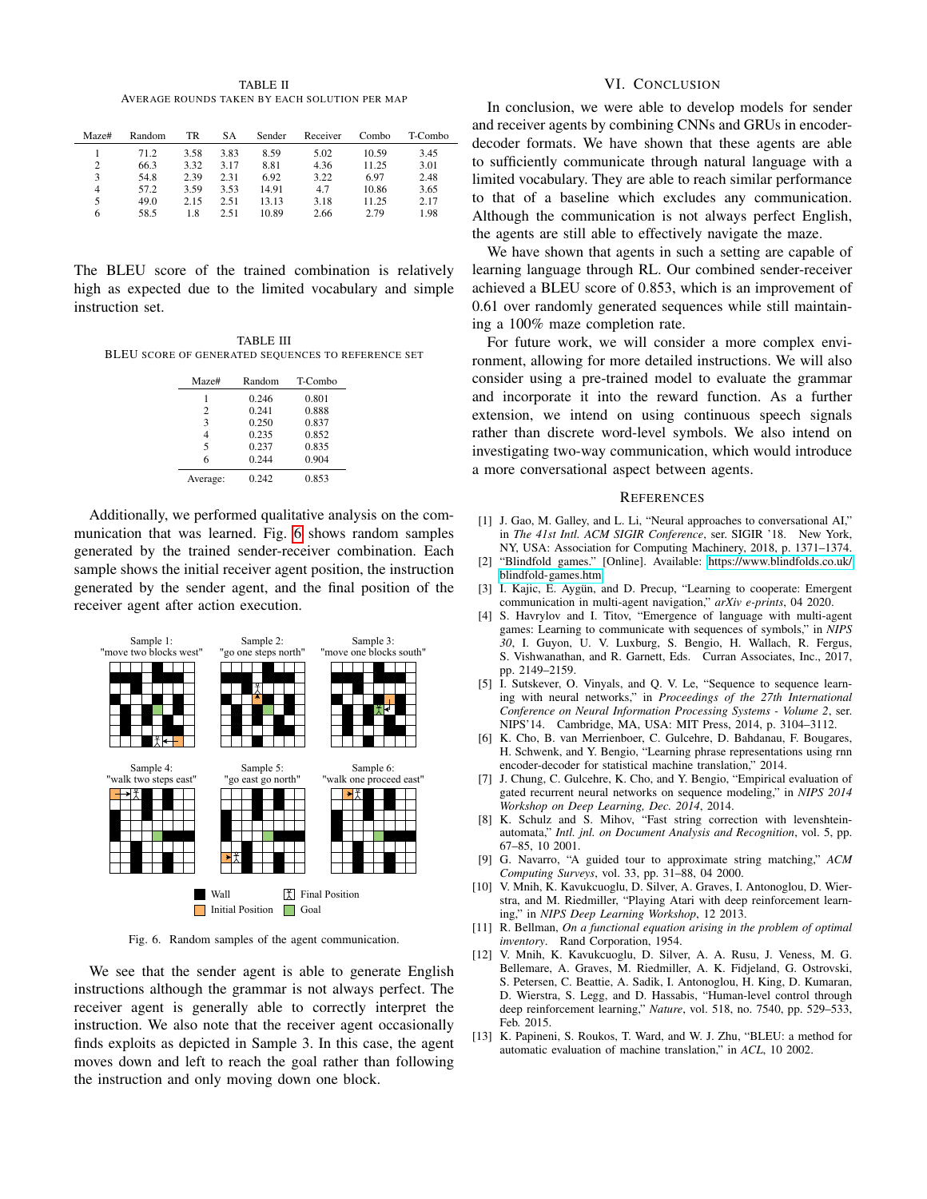TABLE II
AVERAGE ROUNDS TAKEN BY EACH SOLUTION PER MAP

| Maze# | Random | TR | SA | Sender | Receiver | Combo | T-Combo |
|---|---|---|---|---|---|---|---|
| 1 | 71.2 | 3.58 | 3.83 | 8.59 | 5.02 | 10.59 | 3.45 |
| 2 | 66.3 | 3.32 | 3.17 | 8.81 | 4.36 | 11.25 | 3.01 |
| 3 | 54.8 | 2.39 | 2.31 | 6.92 | 3.22 | 6.97 | 2.48 |
| 4 | 57.2 | 3.59 | 3.53 | 14.91 | 4.7 | 10.86 | 3.65 |
| 5 | 49.0 | 2.15 | 2.51 | 13.13 | 3.18 | 11.25 | 2.17 |
| 6 | 58.5 | 1.8 | 2.51 | 10.89 | 2.66 | 2.79 | 1.98 |

The BLEU score of the trained combination is relatively high as expected due to the limited vocabulary and simple instruction set.

TABLE III
BLEU SCORE OF GENERATED SEQUENCES TO REFERENCE SET

| Maze# | Random | T-Combo |
|---|---|---|
| 1 | 0.246 | 0.801 |
| 2 | 0.241 | 0.888 |
| 3 | 0.250 | 0.837 |
| 4 | 0.235 | 0.852 |
| 5 | 0.237 | 0.835 |
| 6 | 0.244 | 0.904 |
| Average: | 0.242 | 0.853 |

Additionally, we performed qualitative analysis on the communication that was learned. Fig. 6 shows random samples generated by the trained sender-receiver combination. Each sample shows the initial receiver agent position, the instruction generated by the sender agent, and the final position of the receiver agent after action execution.

Sample 1: "move two blocks west"
Sample 2: "go one steps north"
Sample 3: "move one blocks south"
Sample 4: "walk two steps east"
Sample 5: "go east go north"
Sample 6: "walk one proceed east"

Wall
Final Position
Initial Position
Goal

Fig. 6. Random samples of the agent communication.

We see that the sender agent is able to generate English instructions although the grammar is not always perfect. The receiver agent is generally able to correctly interpret the instruction. We also note that the receiver agent occasionally finds exploits as depicted in Sample 3. In this case, the agent moves down and left to reach the goal rather than following the instruction and only moving down one block.

## VI. CONCLUSION

In conclusion, we were able to develop models for sender and receiver agents by combining CNNs and GRUs in encoder-decoder formats. We have shown that these agents are able to sufficiently communicate through natural language with a limited vocabulary. They are able to reach similar performance to that of a baseline which excludes any communication. Although the communication is not always perfect English, the agents are still able to effectively navigate the maze.

We have shown that agents in such a setting are capable of learning language through RL. Our combined sender-receiver achieved a BLEU score of 0.853, which is an improvement of 0.61 over randomly generated sequences while still maintaining a 100% maze completion rate.

For future work, we will consider a more complex environment, allowing for more detailed instructions. We will also consider using a pre-trained model to evaluate the grammar and incorporate it into the reward function. As a further extension, we intend on using continuous speech signals rather than discrete word-level symbols. We also intend on investigating two-way communication, which would introduce a more conversational aspect between agents.

## REFERENCES

[1] J. Gao, M. Galley, and L. Li, "Neural approaches to conversational AI," in *The 41st Intl. ACM SIGIR Conference*, ser. SIGIR '18. New York, NY, USA: Association for Computing Machinery, 2018, p. 1371–1374.

[2] "Blindfold games." [Online]. Available: https://www.blindfolds.co.uk/blindfold-games.htm

[3] I. Kajic, E. Aygün, and D. Precup, "Learning to cooperate: Emergent communication in multi-agent navigation," *arXiv e-prints*, 04 2020.

[4] S. Havrylov and I. Titov, "Emergence of language with multi-agent games: Learning to communicate with sequences of symbols," in *NIPS 30*, I. Guyon, U. V. Luxburg, S. Bengio, H. Wallach, R. Fergus, S. Vishwanathan, and R. Garnett, Eds. Curran Associates, Inc., 2017, pp. 2149–2159.

[5] I. Sutskever, O. Vinyals, and Q. V. Le, "Sequence to sequence learning with neural networks," in *Proceedings of the 27th International Conference on Neural Information Processing Systems - Volume 2*, ser. NIPS'14. Cambridge, MA, USA: MIT Press, 2014, p. 3104–3112.

[6] K. Cho, B. van Merrienboer, C. Gulcehre, D. Bahdanau, F. Bougares, H. Schwenk, and Y. Bengio, "Learning phrase representations using rnn encoder-decoder for statistical machine translation," 2014.

[7] J. Chung, C. Gulcehre, K. Cho, and Y. Bengio, "Empirical evaluation of gated recurrent neural networks on sequence modeling," in *NIPS 2014 Workshop on Deep Learning, Dec. 2014*, 2014.

[8] K. Schulz and S. Mihov, "Fast string correction with levenshtein-automata," *Intl. jnl. on Document Analysis and Recognition*, vol. 5, pp. 67–85, 10 2001.

[9] G. Navarro, "A guided tour to approximate string matching," *ACM Computing Surveys*, vol. 33, pp. 31–88, 04 2000.

[10] V. Mnih, K. Kavukcuoglu, D. Silver, A. Graves, I. Antonoglou, D. Wierstra, and M. Riedmiller, "Playing Atari with deep reinforcement learning," in *NIPS Deep Learning Workshop*, 12 2013.

[11] R. Bellman, *On a functional equation arising in the problem of optimal inventory*. Rand Corporation, 1954.

[12] V. Mnih, K. Kavukcuoglu, D. Silver, A. A. Rusu, J. Veness, M. G. Bellemare, A. Graves, M. Riedmiller, A. K. Fidjeland, G. Ostrovski, S. Petersen, C. Beattie, A. Sadik, I. Antonoglou, H. King, D. Kumaran, D. Wierstra, S. Legg, and D. Hassabis, "Human-level control through deep reinforcement learning," *Nature*, vol. 518, no. 7540, pp. 529–533, Feb. 2015.

[13] K. Papineni, S. Roukos, T. Ward, and W. J. Zhu, "BLEU: a method for automatic evaluation of machine translation," in *ACL*, 10 2002.